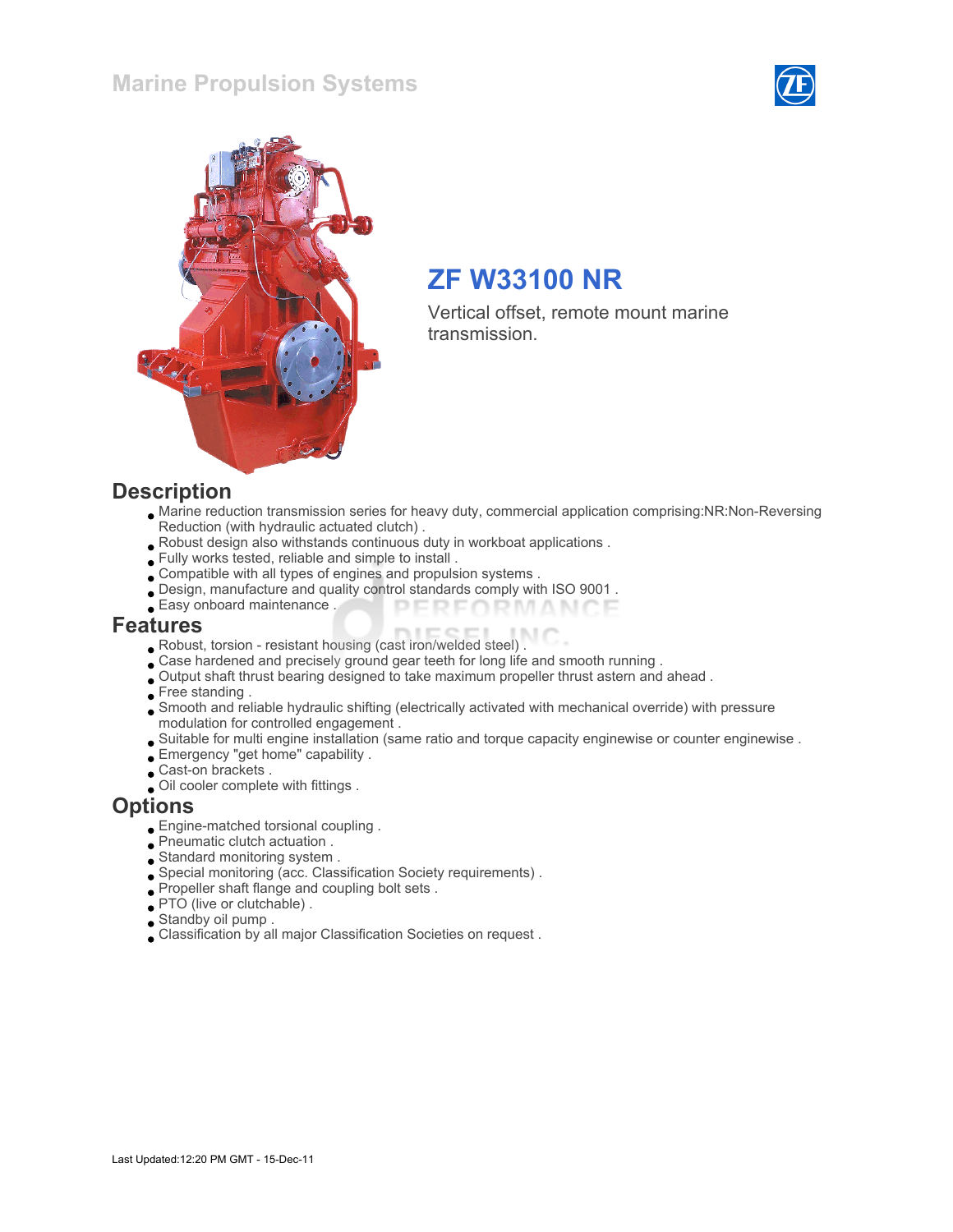# Marine Propulsion Systems

## ZF W33100 NR

Vertical offset, remote mount marine transmission.

## Description

- Marine reduction transmission series for heavy duty, commercial application comprising:NR:Non-Reversing Reduction (with hydraulic actuated clutch) .
- Robust design also withstands continuous duty in workboat applications .
- Fully works tested, reliable and simple to install .
- Compatible with all types of engines and propulsion systems .
- Design, manufacture and quality control standards comply with ISO 9001 .
- Easy onboard maintenance .

## Features

- Robust, torsion - resistant housing (cast iron/welded steel) .
- Case hardened and precisely ground gear teeth for long life and smooth running .
- Output shaft thrust bearing designed to take maximum propeller thrust astern and ahead .
- Free standing .
- Smooth and reliable hydraulic shifting (electrically activated with mechanical override) with pressure modulation for controlled engagement .
- Suitable for multi engine installation (same ratio and torque capacity enginewise or counter enginewise .
- Emergency "get home" capability .
- Cast-on brackets .
- Oil cooler complete with fittings .

## Options

- Engine-matched torsional coupling .
- Pneumatic clutch actuation .
- Standard monitoring system .
- Special monitoring (acc. Classification Society requirements) .
- Propeller shaft flange and coupling bolt sets .
- PTO (live or clutchable) .
- Standby oil pump .
- Classification by all major Classification Societies on request .

Last Updated:12:20 PM GMT - 15-Dec-11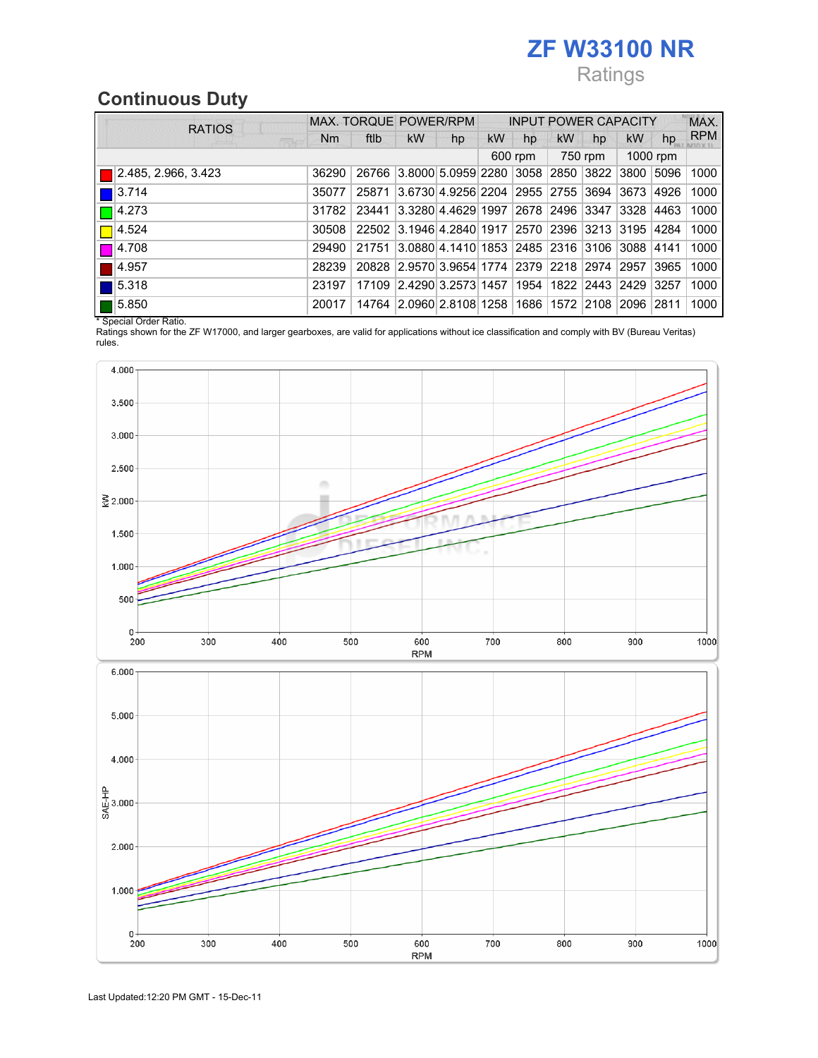# ZF W33100 NR

Ratings

## Continuous Duty

| RATIOS | MAX. TORQUE | | POWER/RPM | | INPUT POWER CAPACITY | | | | | | MAX. RPM |
|---|---|---|---|---|---|---|---|---|---|---|---|
| | Nm | ftlb | kW | hp | kW | hp | kW | hp | kW | hp | |
| | | | | | 600 rpm | | 750 rpm | | 1000 rpm | | |
| 2.485, 2.966, 3.423 | 36290 | 26766 | 3.8000 | 5.0959 | 2280 | 3058 | 2850 | 3822 | 3800 | 5096 | 1000 |
| 3.714 | 35077 | 25871 | 3.6730 | 4.9256 | 2204 | 2955 | 2755 | 3694 | 3673 | 4926 | 1000 |
| 4.273 | 31782 | 23441 | 3.3280 | 4.4629 | 1997 | 2678 | 2496 | 3347 | 3328 | 4463 | 1000 |
| 4.524 | 30508 | 22502 | 3.1946 | 4.2840 | 1917 | 2570 | 2396 | 3213 | 3195 | 4284 | 1000 |
| 4.708 | 29490 | 21751 | 3.0880 | 4.1410 | 1853 | 2485 | 2316 | 3106 | 3088 | 4141 | 1000 |
| 4.957 | 28239 | 20828 | 2.9570 | 3.9654 | 1774 | 2379 | 2218 | 2974 | 2957 | 3965 | 1000 |
| 5.318 | 23197 | 17109 | 2.4290 | 3.2573 | 1457 | 1954 | 1822 | 2443 | 2429 | 3257 | 1000 |
| 5.850 | 20017 | 14764 | 2.0960 | 2.8108 | 1258 | 1686 | 1572 | 2108 | 2096 | 2811 | 1000 |

* Special Order Ratio.

Ratings shown for the ZF W17000, and larger gearboxes, are valid for applications without ice classification and comply with BV (Bureau Veritas) rules.

Last Updated:12:20 PM GMT - 15-Dec-11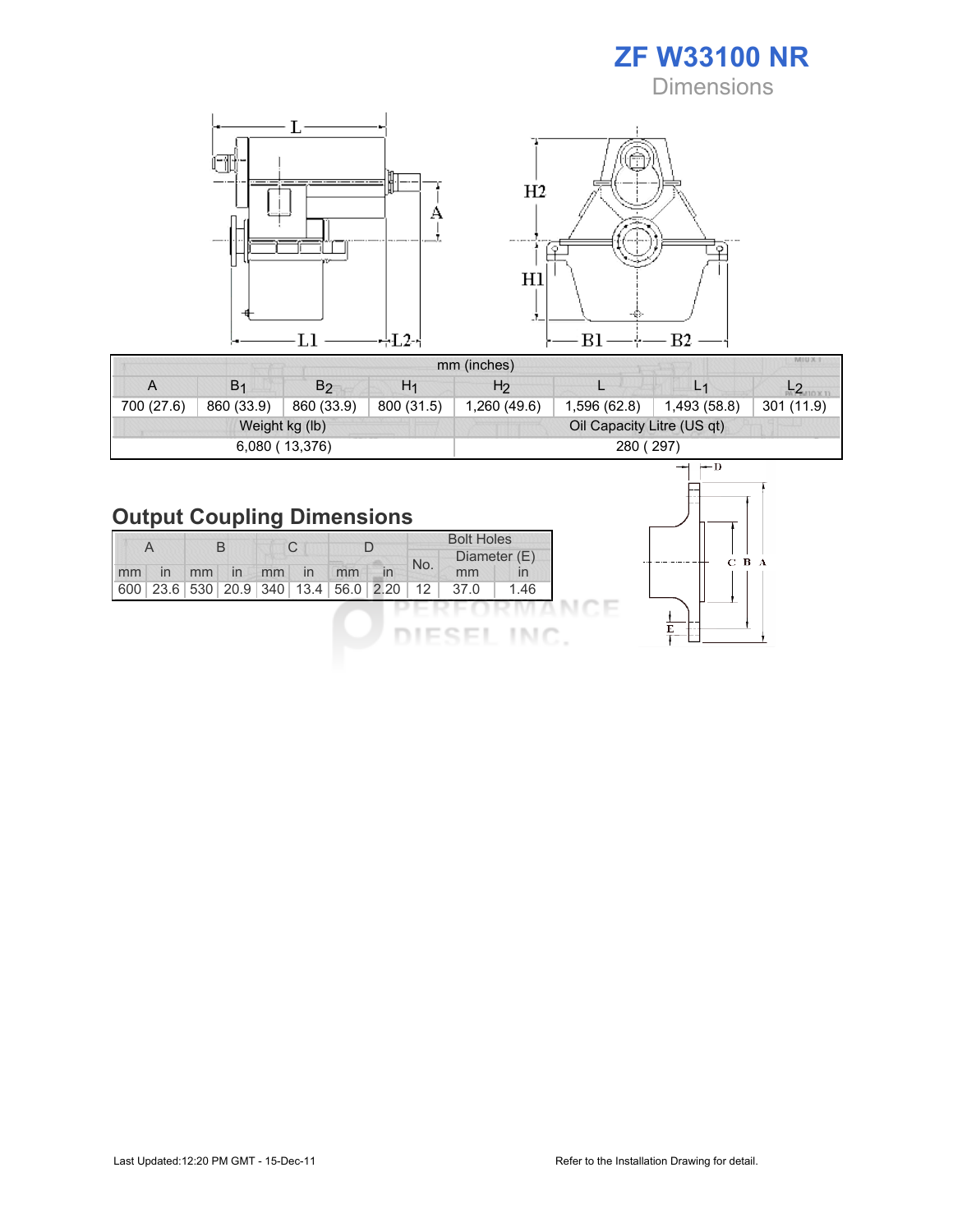# ZF W33100 NR

## Dimensions

| mm (inches) | | | | | | | |
|---|---|---|---|---|---|---|---|
| A | $B_1$ | $B_2$ | $H_1$ | $H_2$ | L | $L_1$ | $L_2$ |
| 700 (27.6) | 860 (33.9) | 860 (33.9) | 800 (31.5) | 1,260 (49.6) | 1,596 (62.8) | 1,493 (58.8) | 301 (11.9) |
| Weight kg (lb) | | | | Oil Capacity Litre (US qt) | | | |
| 6,080 ( 13,376) | | | | 280 ( 297) | | | |

## Output Coupling Dimensions

| A | | B | | C | | D | | Bolt Holes | | |
|---|---|---|---|---|---|---|---|---|---|---|
| | | | | | | | | No. | Diameter (E) | |
| mm | in | mm | in | mm | in | mm | in | | mm | in |
| 600 | 23.6 | 530 | 20.9 | 340 | 13.4 | 56.0 | 2.20 | 12 | 37.0 | 1.46 |

Last Updated:12:20 PM GMT - 15-Dec-11

Refer to the Installation Drawing for detail.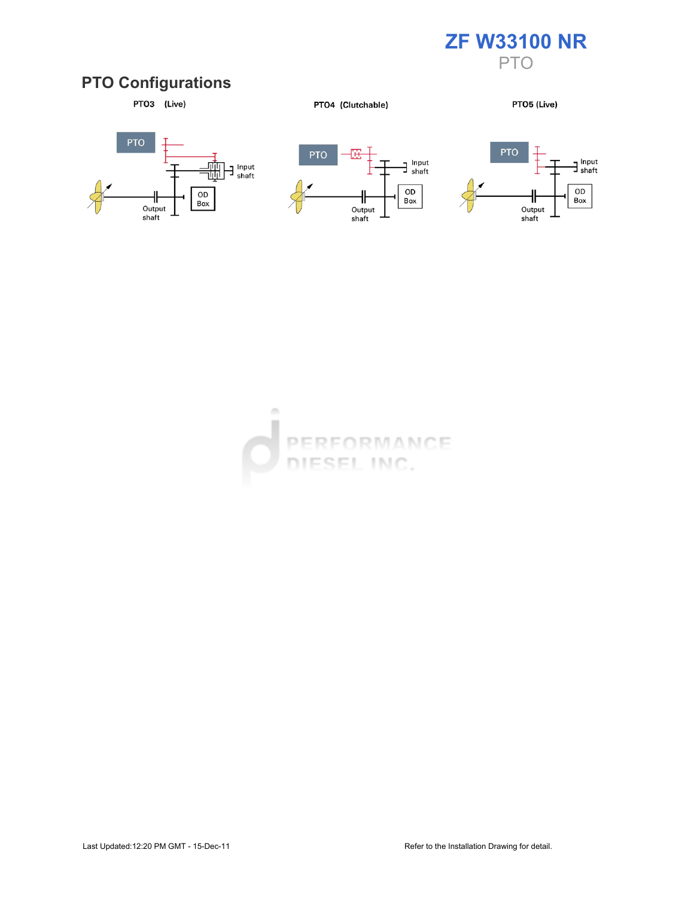# ZF W33100 NR

PTO

## PTO Configurations

PTO3 (Live)

PTO4 (Clutchable)

PTO5 (Live)

Refer to the Installation Drawing for detail.

Last Updated:12:20 PM GMT - 15-Dec-11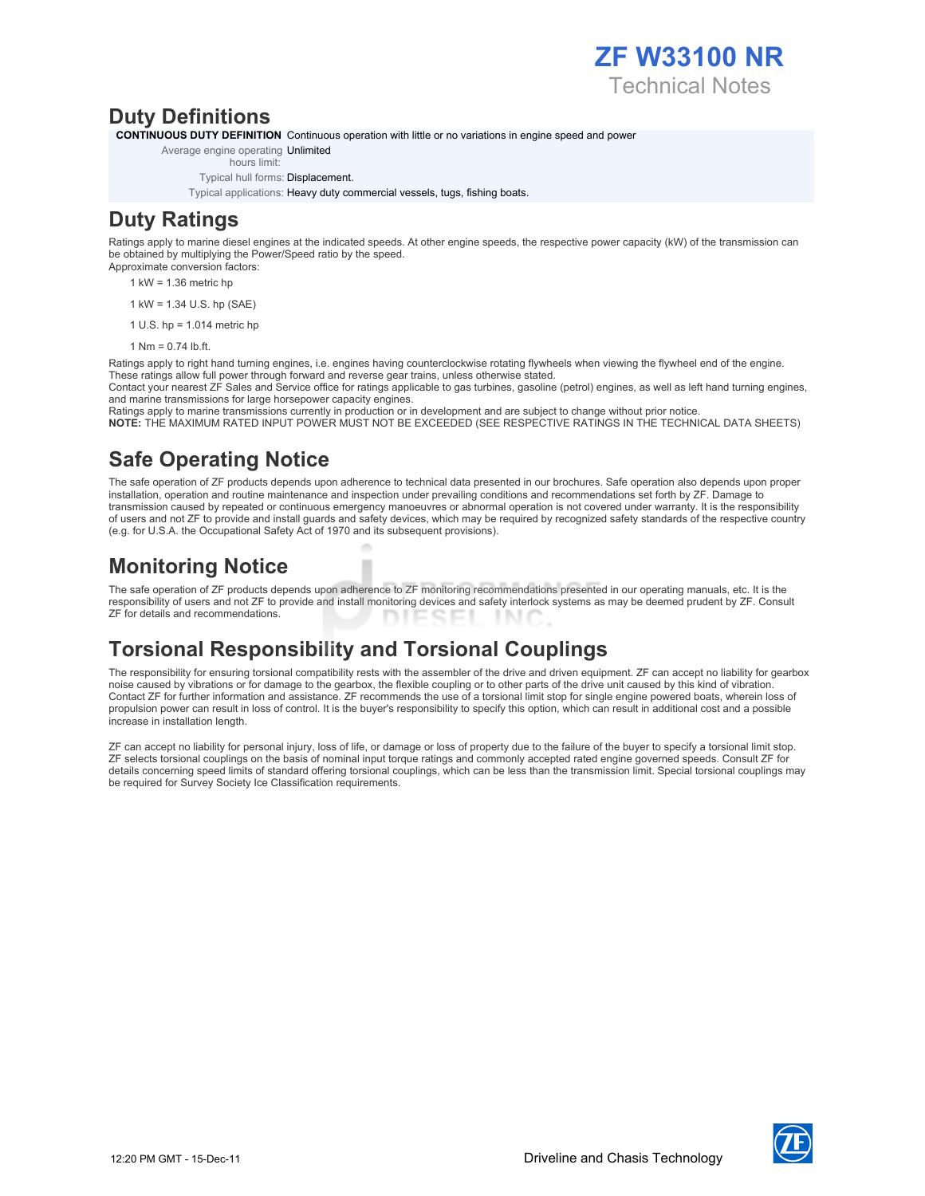# ZF W33100 NR

Technical Notes

## Duty Definitions

| | |
|---|---|
| **CONTINUOUS DUTY DEFINITION** | Continuous operation with little or no variations in engine speed and power |
| Average engine operating hours limit: | Unlimited |
| Typical hull forms: | Displacement. |
| Typical applications: | Heavy duty commercial vessels, tugs, fishing boats. |

## Duty Ratings

Ratings apply to marine diesel engines at the indicated speeds. At other engine speeds, the respective power capacity (kW) of the transmission can be obtained by multiplying the Power/Speed ratio by the speed.
Approximate conversion factors:

1 kW = 1.36 metric hp

1 kW = 1.34 U.S. hp (SAE)

1 U.S. hp = 1.014 metric hp

1 Nm = 0.74 lb.ft.

Ratings apply to right hand turning engines, i.e. engines having counterclockwise rotating flywheels when viewing the flywheel end of the engine. These ratings allow full power through forward and reverse gear trains, unless otherwise stated.
Contact your nearest ZF Sales and Service office for ratings applicable to gas turbines, gasoline (petrol) engines, as well as left hand turning engines, and marine transmissions for large horsepower capacity engines.
Ratings apply to marine transmissions currently in production or in development and are subject to change without prior notice.
**NOTE:** THE MAXIMUM RATED INPUT POWER MUST NOT BE EXCEEDED (SEE RESPECTIVE RATINGS IN THE TECHNICAL DATA SHEETS)

## Safe Operating Notice

The safe operation of ZF products depends upon adherence to technical data presented in our brochures. Safe operation also depends upon proper installation, operation and routine maintenance and inspection under prevailing conditions and recommendations set forth by ZF. Damage to transmission caused by repeated or continuous emergency manoeuvres or abnormal operation is not covered under warranty. It is the responsibility of users and not ZF to provide and install guards and safety devices, which may be required by recognized safety standards of the respective country (e.g. for U.S.A. the Occupational Safety Act of 1970 and its subsequent provisions).

## Monitoring Notice

The safe operation of ZF products depends upon adherence to ZF monitoring recommendations presented in our operating manuals, etc. It is the responsibility of users and not ZF to provide and install monitoring devices and safety interlock systems as may be deemed prudent by ZF. Consult ZF for details and recommendations.

## Torsional Responsibility and Torsional Couplings

The responsibility for ensuring torsional compatibility rests with the assembler of the drive and driven equipment. ZF can accept no liability for gearbox noise caused by vibrations or for damage to the gearbox, the flexible coupling or to other parts of the drive unit caused by this kind of vibration. Contact ZF for further information and assistance. ZF recommends the use of a torsional limit stop for single engine powered boats, wherein loss of propulsion power can result in loss of control. It is the buyer's responsibility to specify this option, which can result in additional cost and a possible increase in installation length.

ZF can accept no liability for personal injury, loss of life, or damage or loss of property due to the failure of the buyer to specify a torsional limit stop. ZF selects torsional couplings on the basis of nominal input torque ratings and commonly accepted rated engine governed speeds. Consult ZF for details concerning speed limits of standard offering torsional couplings, which can be less than the transmission limit. Special torsional couplings may be required for Survey Society Ice Classification requirements.